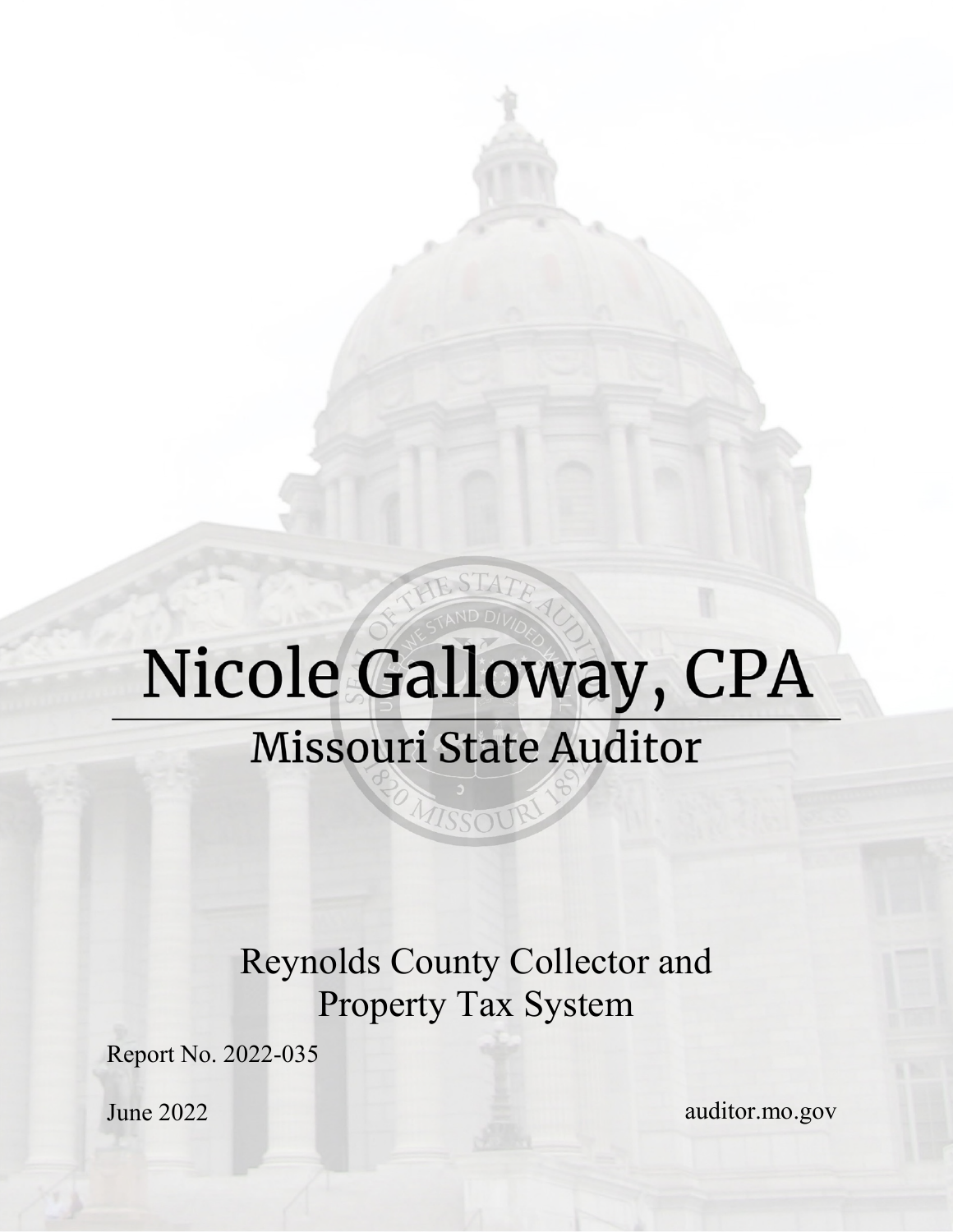# Nicole Galloway, CPA

## Missouri State Auditor

Reynolds County Collector and Property Tax System

Report No. 2022-035

June 2022

auditor.mo.gov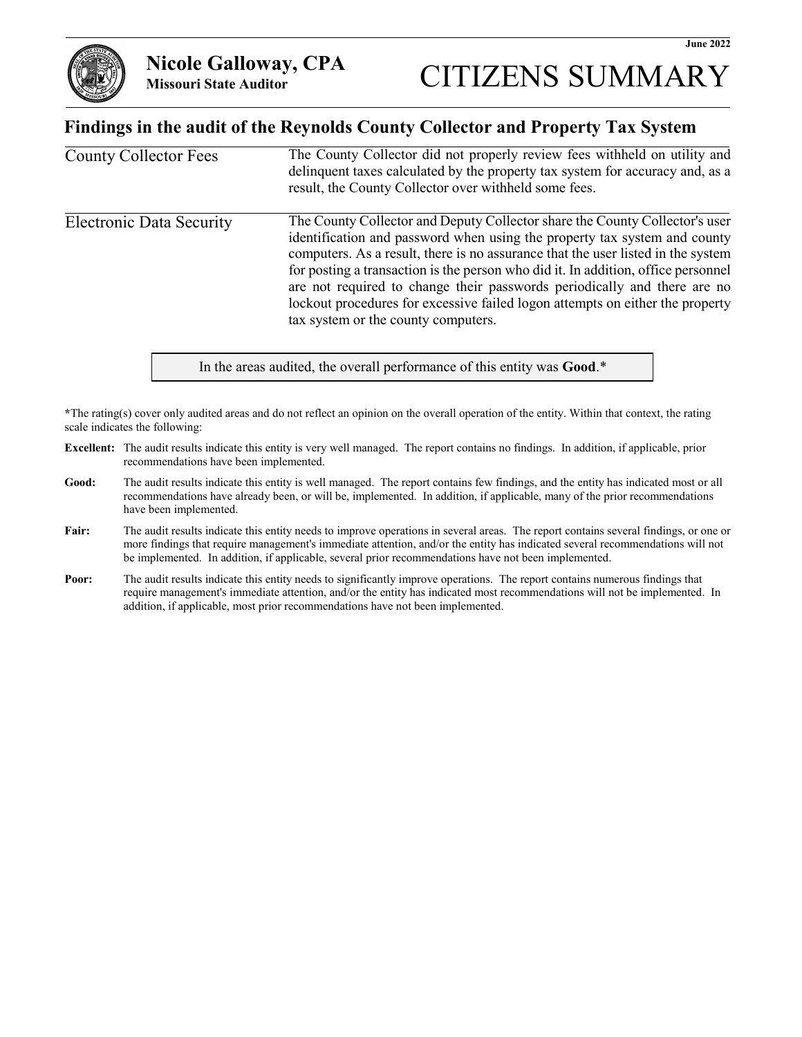June 2022

**Nicole Galloway, CPA**
**Missouri State Auditor**

# CITIZENS SUMMARY

## Findings in the audit of the Reynolds County Collector and Property Tax System

| | |
|---|---|
| County Collector Fees | The County Collector did not properly review fees withheld on utility and delinquent taxes calculated by the property tax system for accuracy and, as a result, the County Collector over withheld some fees. |
| Electronic Data Security | The County Collector and Deputy Collector share the County Collector's user identification and password when using the property tax system and county computers. As a result, there is no assurance that the user listed in the system for posting a transaction is the person who did it. In addition, office personnel are not required to change their passwords periodically and there are no lockout procedures for excessive failed logon attempts on either the property tax system or the county computers. |

In the areas audited, the overall performance of this entity was **Good**.*

*The rating(s) cover only audited areas and do not reflect an opinion on the overall operation of the entity. Within that context, the rating scale indicates the following:

**Excellent:** The audit results indicate this entity is very well managed. The report contains no findings. In addition, if applicable, prior recommendations have been implemented.

**Good:** The audit results indicate this entity is well managed. The report contains few findings, and the entity has indicated most or all recommendations have already been, or will be, implemented. In addition, if applicable, many of the prior recommendations have been implemented.

**Fair:** The audit results indicate this entity needs to improve operations in several areas. The report contains several findings, or one or more findings that require management's immediate attention, and/or the entity has indicated several recommendations will not be implemented. In addition, if applicable, several prior recommendations have not been implemented.

**Poor:** The audit results indicate this entity needs to significantly improve operations. The report contains numerous findings that require management's immediate attention, and/or the entity has indicated most recommendations will not be implemented. In addition, if applicable, most prior recommendations have not been implemented.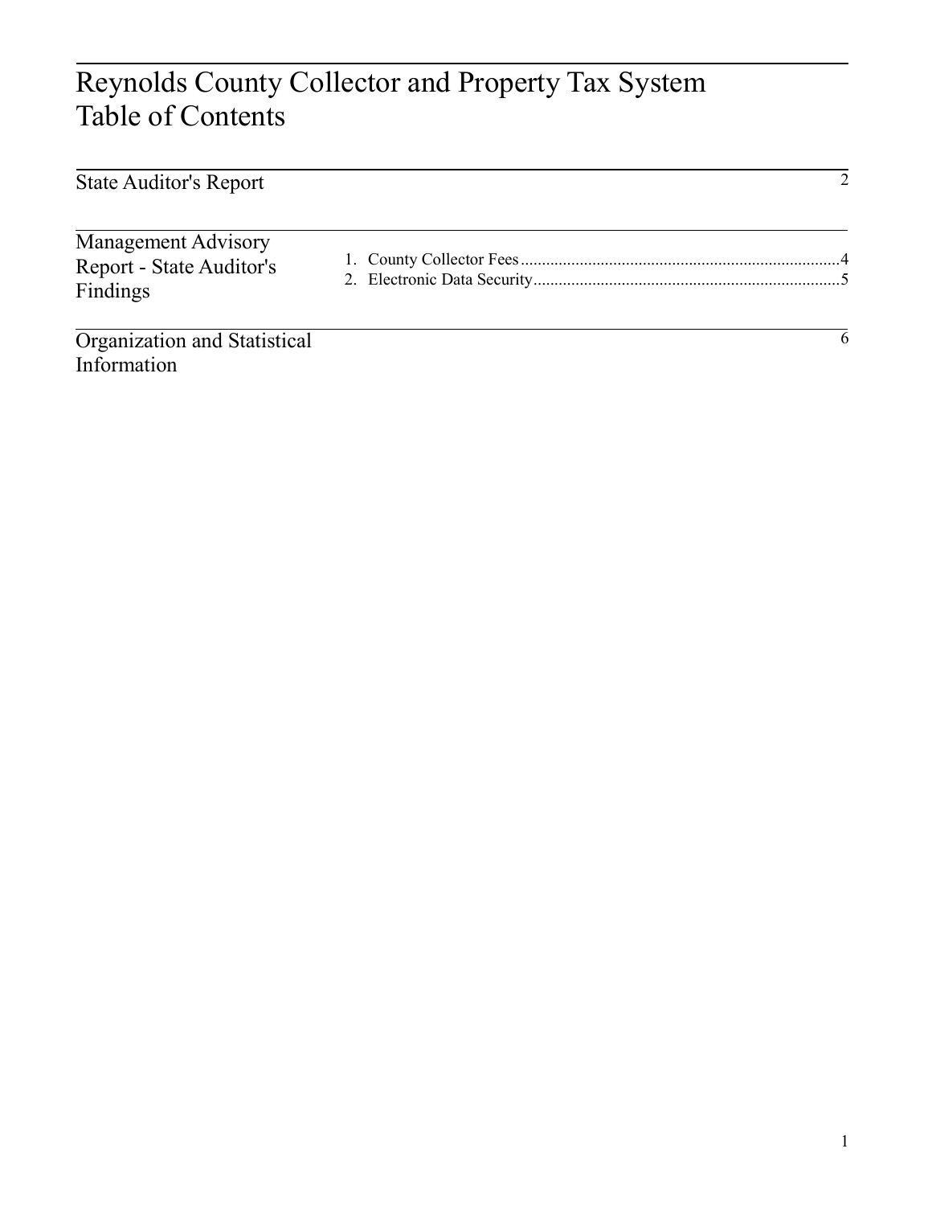# Reynolds County Collector and Property Tax System
# Table of Contents

| | | |
|---|---|---|
| State Auditor's Report | | 2 |
| Management Advisory Report - State Auditor's Findings | 1. County Collector Fees | 4 |
| | 2. Electronic Data Security | 5 |
| Organization and Statistical Information | | 6 |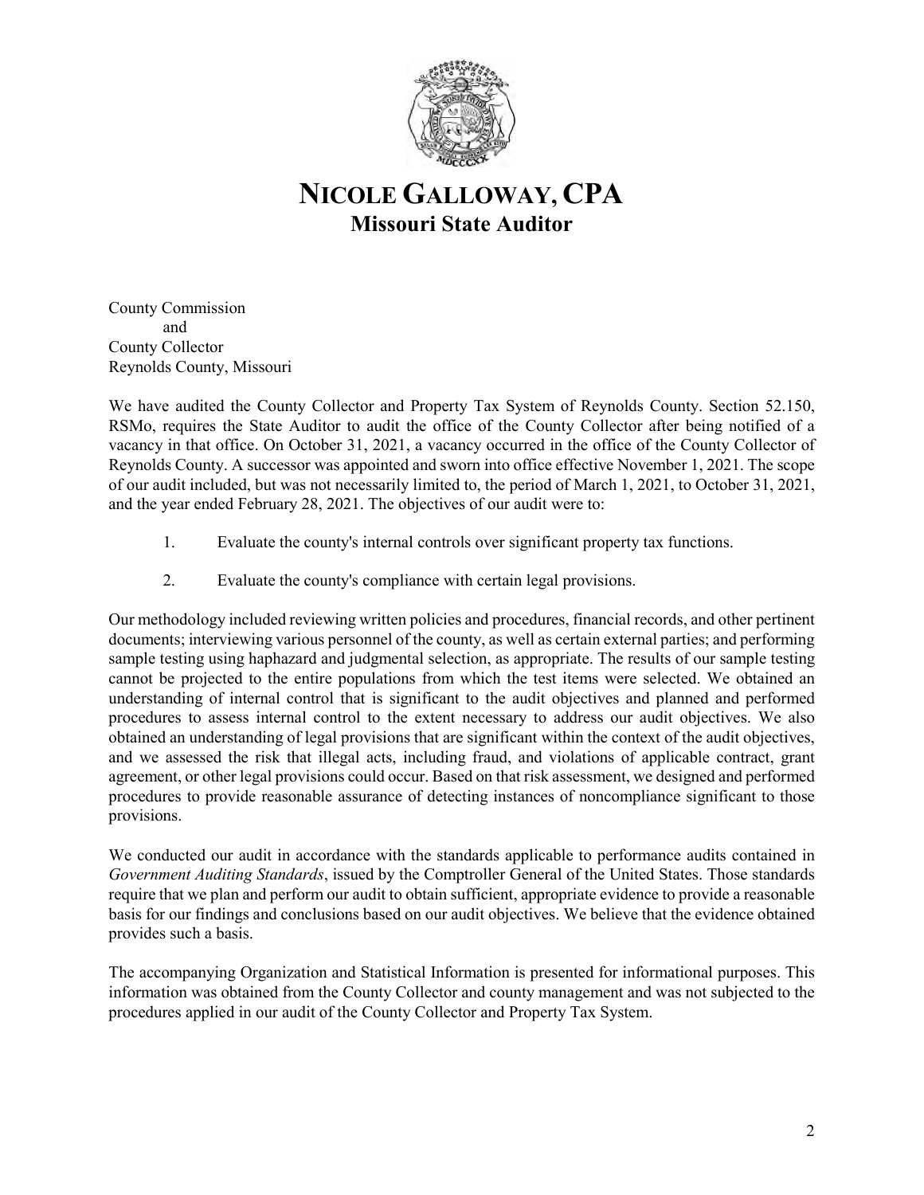# NICOLE GALLOWAY, CPA
## Missouri State Auditor

County Commission
and
County Collector
Reynolds County, Missouri

We have audited the County Collector and Property Tax System of Reynolds County. Section 52.150, RSMo, requires the State Auditor to audit the office of the County Collector after being notified of a vacancy in that office. On October 31, 2021, a vacancy occurred in the office of the County Collector of Reynolds County. A successor was appointed and sworn into office effective November 1, 2021. The scope of our audit included, but was not necessarily limited to, the period of March 1, 2021, to October 31, 2021, and the year ended February 28, 2021. The objectives of our audit were to:

1. Evaluate the county's internal controls over significant property tax functions.

2. Evaluate the county's compliance with certain legal provisions.

Our methodology included reviewing written policies and procedures, financial records, and other pertinent documents; interviewing various personnel of the county, as well as certain external parties; and performing sample testing using haphazard and judgmental selection, as appropriate. The results of our sample testing cannot be projected to the entire populations from which the test items were selected. We obtained an understanding of internal control that is significant to the audit objectives and planned and performed procedures to assess internal control to the extent necessary to address our audit objectives. We also obtained an understanding of legal provisions that are significant within the context of the audit objectives, and we assessed the risk that illegal acts, including fraud, and violations of applicable contract, grant agreement, or other legal provisions could occur. Based on that risk assessment, we designed and performed procedures to provide reasonable assurance of detecting instances of noncompliance significant to those provisions.

We conducted our audit in accordance with the standards applicable to performance audits contained in *Government Auditing Standards*, issued by the Comptroller General of the United States. Those standards require that we plan and perform our audit to obtain sufficient, appropriate evidence to provide a reasonable basis for our findings and conclusions based on our audit objectives. We believe that the evidence obtained provides such a basis.

The accompanying Organization and Statistical Information is presented for informational purposes. This information was obtained from the County Collector and county management and was not subjected to the procedures applied in our audit of the County Collector and Property Tax System.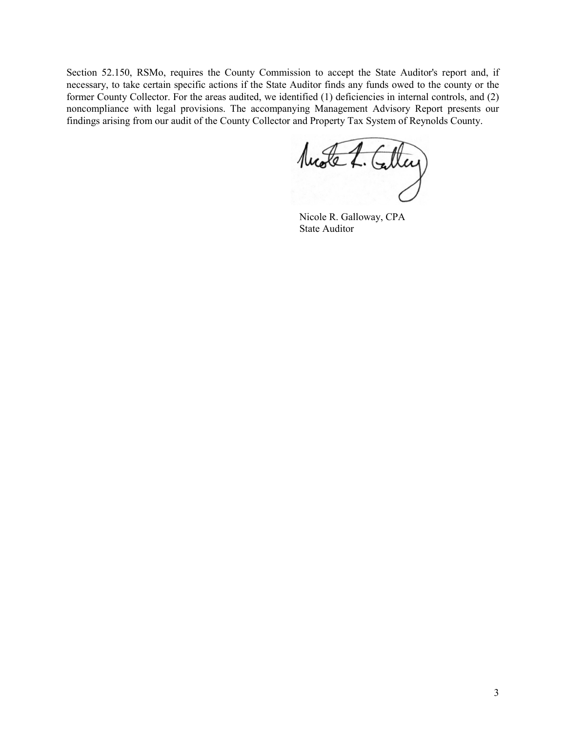Section 52.150, RSMo, requires the County Commission to accept the State Auditor's report and, if necessary, to take certain specific actions if the State Auditor finds any funds owed to the county or the former County Collector. For the areas audited, we identified (1) deficiencies in internal controls, and (2) noncompliance with legal provisions. The accompanying Management Advisory Report presents our findings arising from our audit of the County Collector and Property Tax System of Reynolds County.

Nicole R. Galloway, CPA
State Auditor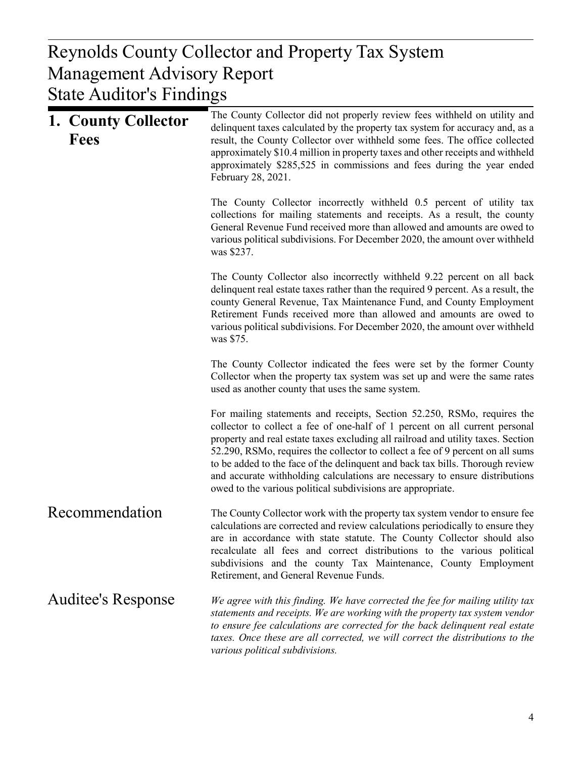# Reynolds County Collector and Property Tax System
# Management Advisory Report
# State Auditor's Findings

## 1. County Collector Fees

The County Collector did not properly review fees withheld on utility and delinquent taxes calculated by the property tax system for accuracy and, as a result, the County Collector over withheld some fees. The office collected approximately $10.4 million in property taxes and other receipts and withheld approximately $285,525 in commissions and fees during the year ended February 28, 2021.

The County Collector incorrectly withheld 0.5 percent of utility tax collections for mailing statements and receipts. As a result, the county General Revenue Fund received more than allowed and amounts are owed to various political subdivisions. For December 2020, the amount over withheld was $237.

The County Collector also incorrectly withheld 9.22 percent on all back delinquent real estate taxes rather than the required 9 percent. As a result, the county General Revenue, Tax Maintenance Fund, and County Employment Retirement Funds received more than allowed and amounts are owed to various political subdivisions. For December 2020, the amount over withheld was $75.

The County Collector indicated the fees were set by the former County Collector when the property tax system was set up and were the same rates used as another county that uses the same system.

For mailing statements and receipts, Section 52.250, RSMo, requires the collector to collect a fee of one-half of 1 percent on all current personal property and real estate taxes excluding all railroad and utility taxes. Section 52.290, RSMo, requires the collector to collect a fee of 9 percent on all sums to be added to the face of the delinquent and back tax bills. Thorough review and accurate withholding calculations are necessary to ensure distributions owed to the various political subdivisions are appropriate.

## Recommendation

The County Collector work with the property tax system vendor to ensure fee calculations are corrected and review calculations periodically to ensure they are in accordance with state statute. The County Collector should also recalculate all fees and correct distributions to the various political subdivisions and the county Tax Maintenance, County Employment Retirement, and General Revenue Funds.

## Auditee's Response

*We agree with this finding. We have corrected the fee for mailing utility tax statements and receipts. We are working with the property tax system vendor to ensure fee calculations are corrected for the back delinquent real estate taxes. Once these are all corrected, we will correct the distributions to the various political subdivisions.*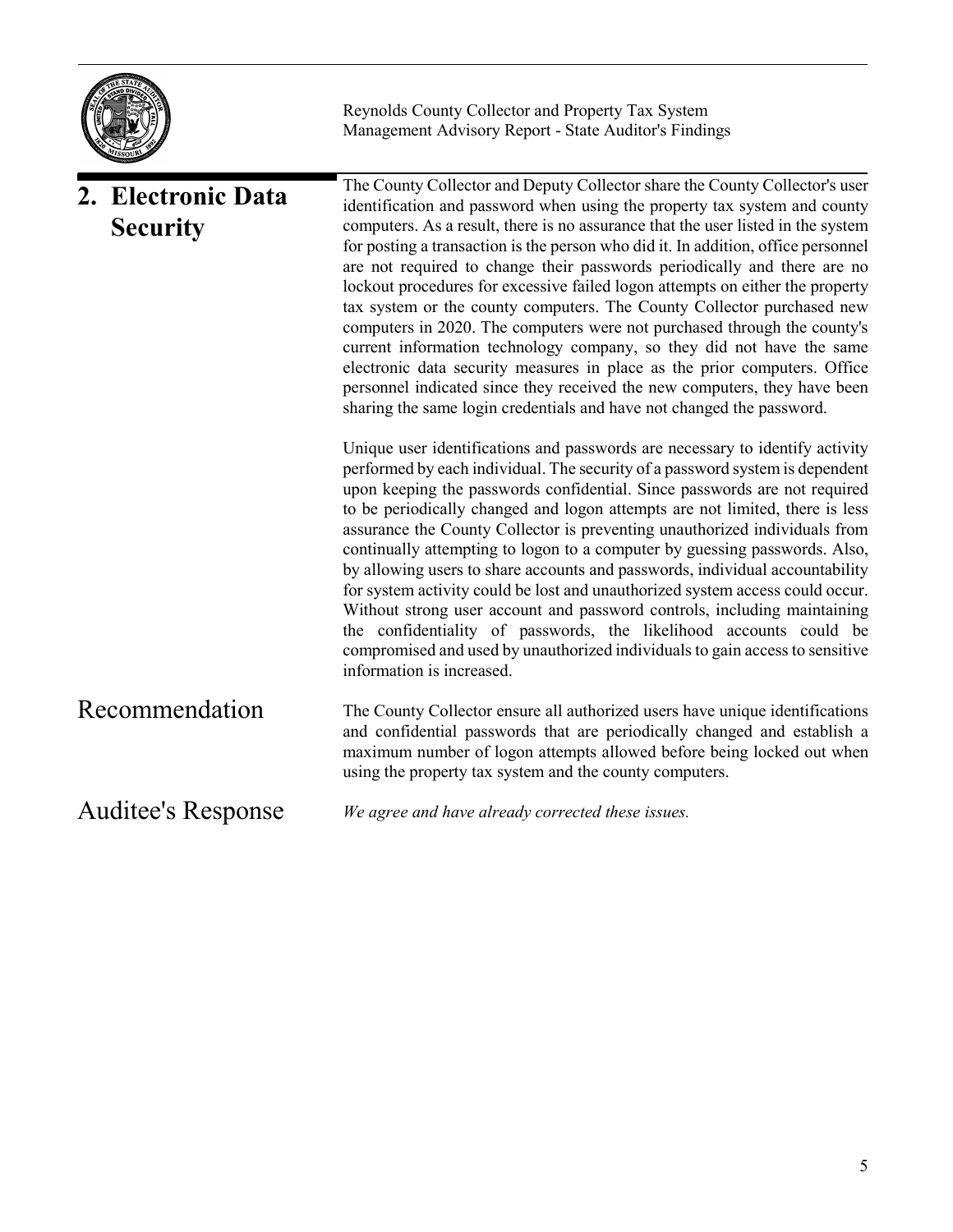## 2. Electronic Data Security

The County Collector and Deputy Collector share the County Collector's user identification and password when using the property tax system and county computers. As a result, there is no assurance that the user listed in the system for posting a transaction is the person who did it. In addition, office personnel are not required to change their passwords periodically and there are no lockout procedures for excessive failed logon attempts on either the property tax system or the county computers. The County Collector purchased new computers in 2020. The computers were not purchased through the county's current information technology company, so they did not have the same electronic data security measures in place as the prior computers. Office personnel indicated since they received the new computers, they have been sharing the same login credentials and have not changed the password.

Unique user identifications and passwords are necessary to identify activity performed by each individual. The security of a password system is dependent upon keeping the passwords confidential. Since passwords are not required to be periodically changed and logon attempts are not limited, there is less assurance the County Collector is preventing unauthorized individuals from continually attempting to logon to a computer by guessing passwords. Also, by allowing users to share accounts and passwords, individual accountability for system activity could be lost and unauthorized system access could occur. Without strong user account and password controls, including maintaining the confidentiality of passwords, the likelihood accounts could be compromised and used by unauthorized individuals to gain access to sensitive information is increased.

### Recommendation

The County Collector ensure all authorized users have unique identifications and confidential passwords that are periodically changed and establish a maximum number of logon attempts allowed before being locked out when using the property tax system and the county computers.

### Auditee's Response

*We agree and have already corrected these issues.*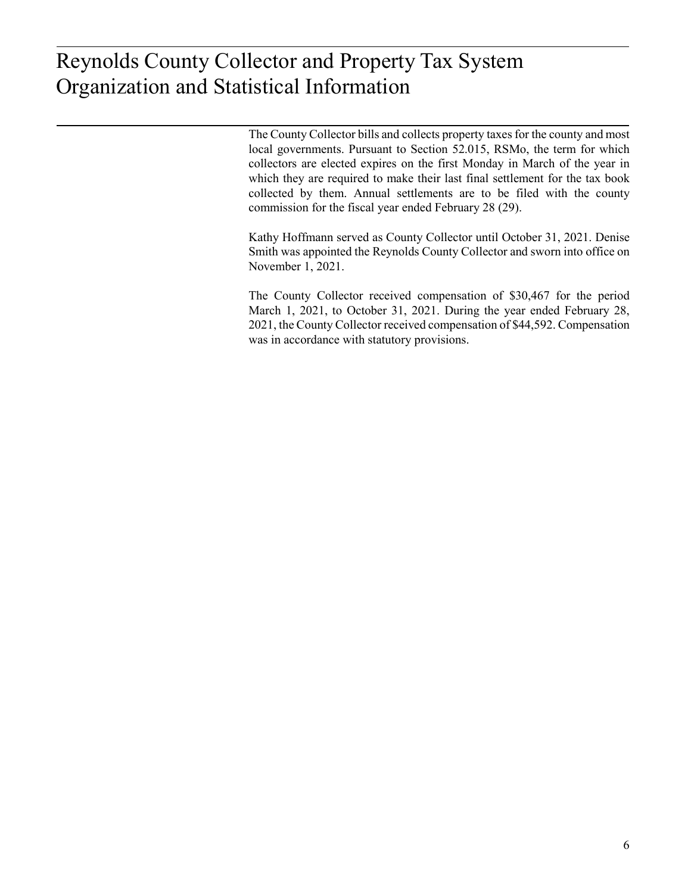# Reynolds County Collector and Property Tax System Organization and Statistical Information

The County Collector bills and collects property taxes for the county and most local governments. Pursuant to Section 52.015, RSMo, the term for which collectors are elected expires on the first Monday in March of the year in which they are required to make their last final settlement for the tax book collected by them. Annual settlements are to be filed with the county commission for the fiscal year ended February 28 (29).

Kathy Hoffmann served as County Collector until October 31, 2021. Denise Smith was appointed the Reynolds County Collector and sworn into office on November 1, 2021.

The County Collector received compensation of $30,467 for the period March 1, 2021, to October 31, 2021. During the year ended February 28, 2021, the County Collector received compensation of $44,592. Compensation was in accordance with statutory provisions.